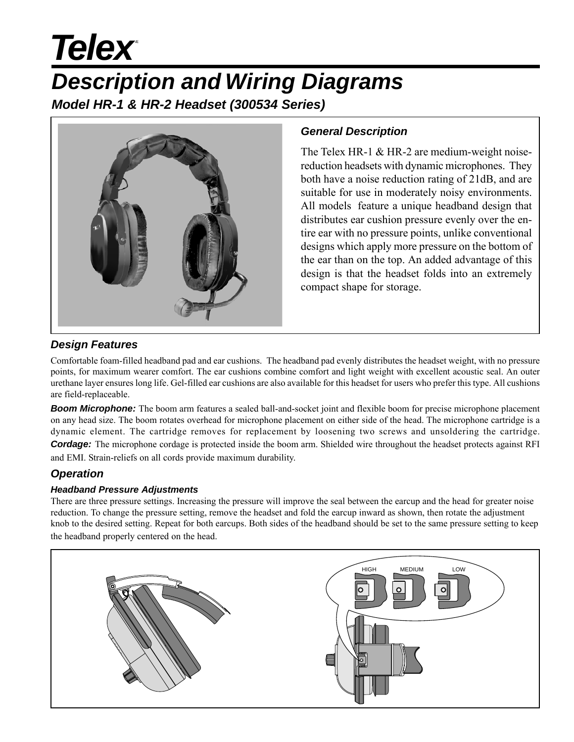# Telex®

# Description and Wiring Diagrams

## Model HR-1 & HR-2 Headset (300534 Series)

### General Description

The Telex HR-1 & HR-2 are medium-weight noise-reduction headsets with dynamic microphones. They both have a noise reduction rating of 21dB, and are suitable for use in moderately noisy environments. All models feature a unique headband design that distributes ear cushion pressure evenly over the entire ear with no pressure points, unlike conventional designs which apply more pressure on the bottom of the ear than on the top. An added advantage of this design is that the headset folds into an extremely compact shape for storage.

### Design Features

Comfortable foam-filled headband pad and ear cushions. The headband pad evenly distributes the headset weight, with no pressure points, for maximum wearer comfort. The ear cushions combine comfort and light weight with excellent acoustic seal. An outer urethane layer ensures long life. Gel-filled ear cushions are also available for this headset for users who prefer this type. All cushions are field-replaceable.

***Boom Microphone:*** The boom arm features a sealed ball-and-socket joint and flexible boom for precise microphone placement on any head size. The boom rotates overhead for microphone placement on either side of the head. The microphone cartridge is a dynamic element. The cartridge removes for replacement by loosening two screws and unsoldering the cartridge.

***Cordage:*** The microphone cordage is protected inside the boom arm. Shielded wire throughout the headset protects against RFI and EMI. Strain-reliefs on all cords provide maximum durability.

### Operation

#### Headband Pressure Adjustments

There are three pressure settings. Increasing the pressure will improve the seal between the earcup and the head for greater noise reduction. To change the pressure setting, remove the headset and fold the earcup inward as shown, then rotate the adjustment knob to the desired setting. Repeat for both earcups. Both sides of the headband should be set to the same pressure setting to keep the headband properly centered on the head.

HIGH MEDIUM LOW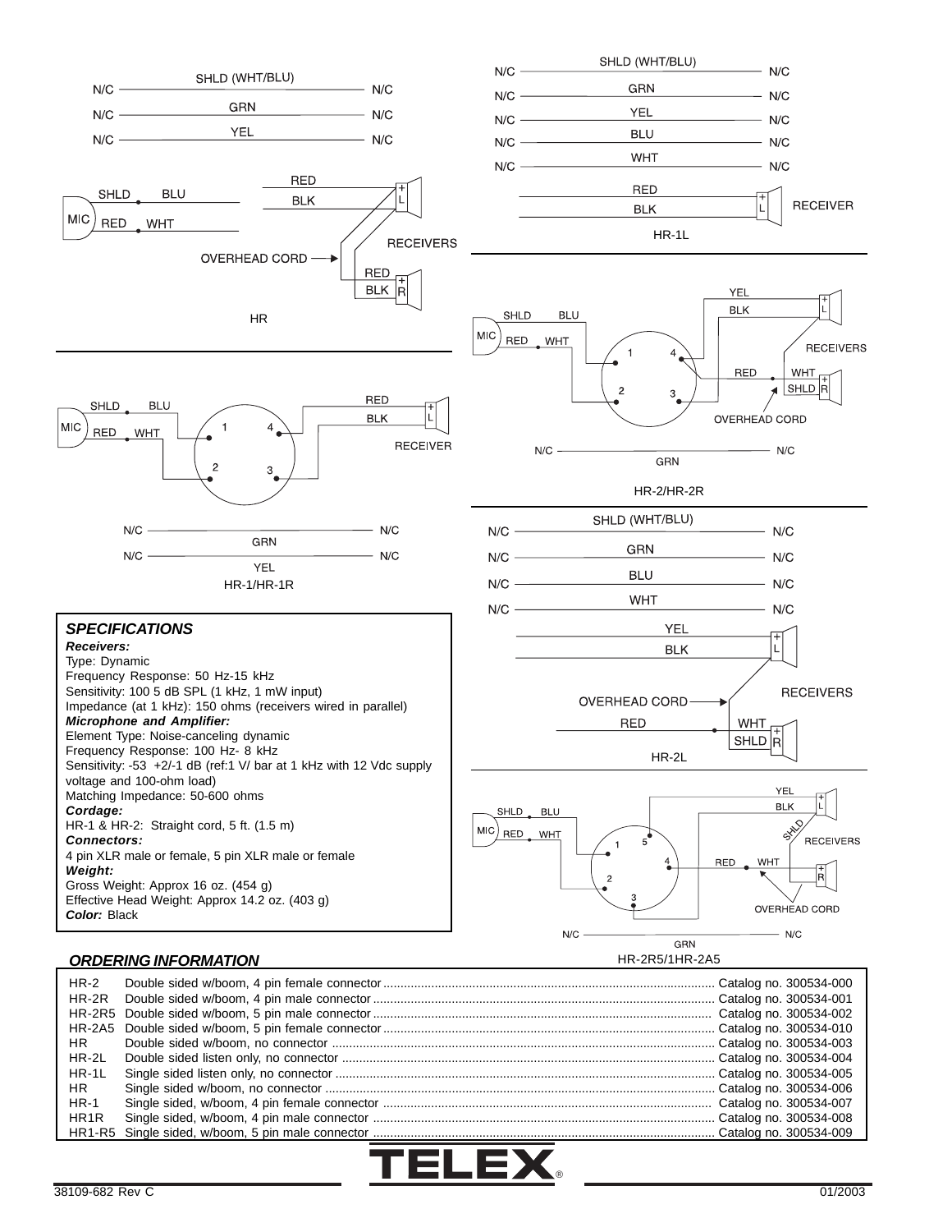N/C SHLD (WHT/BLU) N/C
N/C GRN N/C
N/C YEL N/C

SHLD BLU
MIC RED WHT
RED
BLK
RECEIVERS
OVERHEAD CORD
RED
BLK
HR

N/C SHLD (WHT/BLU) N/C
N/C GRN N/C
N/C YEL N/C
N/C BLU N/C
N/C WHT N/C
RED
BLK
RECEIVER
HR-1L

SHLD BLU
MIC RED WHT
RED
BLK
RECEIVER
N/C GRN N/C
N/C YEL N/C
HR-1/HR-1R

YEL
BLK
SHLD BLU
MIC RED WHT
RECEIVERS
RED WHT
SHLD
OVERHEAD CORD
N/C GRN N/C
HR-2/HR-2R

N/C SHLD (WHT/BLU) N/C
N/C GRN N/C
N/C BLU N/C
N/C WHT N/C
YEL
BLK
RECEIVERS
OVERHEAD CORD
RED WHT
SHLD
HR-2L

YEL
BLK
SHLD BLU
MIC RED WHT
SHLD
RECEIVERS
RED WHT
OVERHEAD CORD
N/C GRN N/C
HR-2R5/1HR-2A5

## SPECIFICATIONS

***Receivers:***
Type: Dynamic
Frequency Response: 50 Hz-15 kHz
Sensitivity: 100 5 dB SPL (1 kHz, 1 mW input)
Impedance (at 1 kHz): 150 ohms (receivers wired in parallel)

***Microphone and Amplifier:***
Element Type: Noise-canceling dynamic
Frequency Response: 100 Hz- 8 kHz
Sensitivity: -53 +2/-1 dB (ref:1 V/ bar at 1 kHz with 12 Vdc supply voltage and 100-ohm load)
Matching Impedance: 50-600 ohms

***Cordage:***
HR-1 & HR-2: Straight cord, 5 ft. (1.5 m)

***Connectors:***
4 pin XLR male or female, 5 pin XLR male or female

***Weight:***
Gross Weight: Approx 16 oz. (454 g)
Effective Head Weight: Approx 14.2 oz. (403 g)

***Color:*** Black

## ORDERING INFORMATION

| | | |
|---|---|---|
| HR-2 | Double sided w/boom, 4 pin female connector | Catalog no. 300534-000 |
| HR-2R | Double sided w/boom, 4 pin male connector | Catalog no. 300534-001 |
| HR-2R5 | Double sided w/boom, 5 pin male connector | Catalog no. 300534-002 |
| HR-2A5 | Double sided w/boom, 5 pin female connector | Catalog no. 300534-010 |
| HR | Double sided w/boom, no connector | Catalog no. 300534-003 |
| HR-2L | Double sided listen only, no connector | Catalog no. 300534-004 |
| HR-1L | Single sided listen only, no connector | Catalog no. 300534-005 |
| HR | Single sided w/boom, no connector | Catalog no. 300534-006 |
| HR-1 | Single sided, w/boom, 4 pin female connector | Catalog no. 300534-007 |
| HR1R | Single sided, w/boom, 4 pin male connector | Catalog no. 300534-008 |
| HR1-R5 | Single sided, w/boom, 5 pin male connector | Catalog no. 300534-009 |

TELEX®

38109-682 Rev C 01/2003